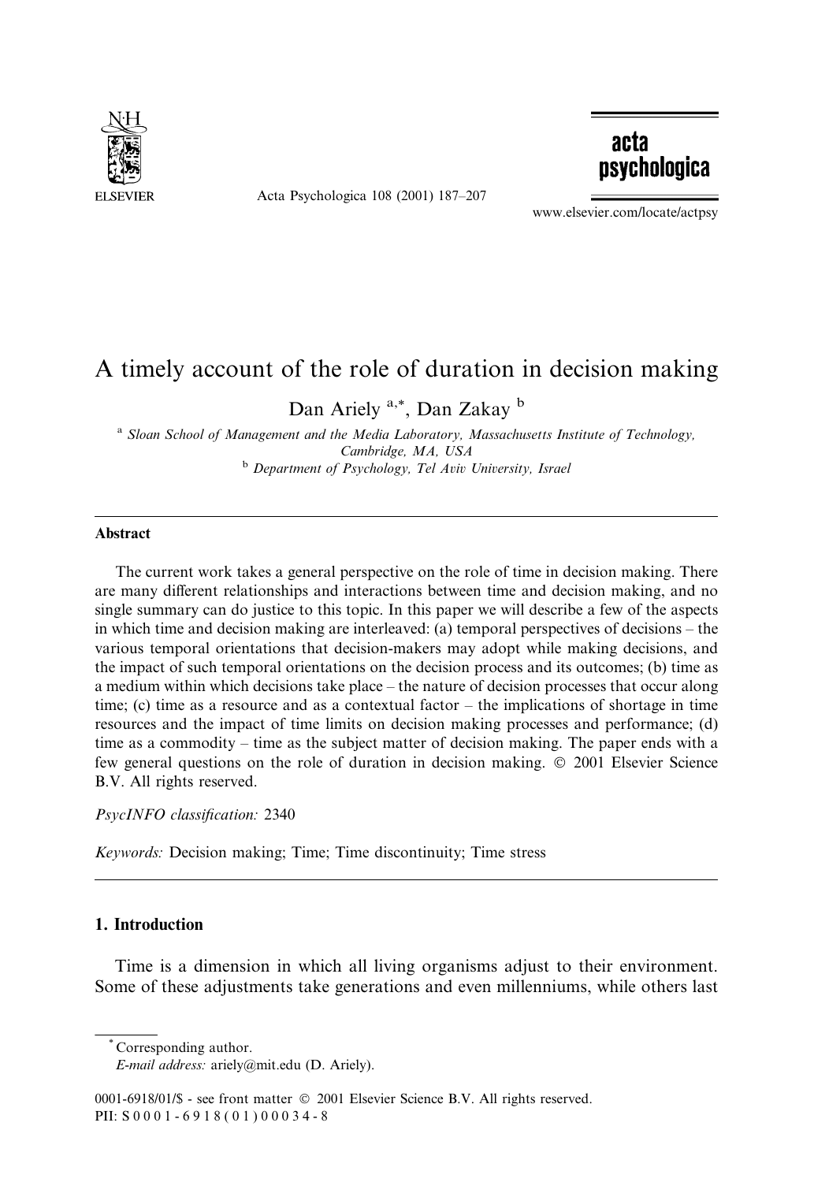# A timely account of the role of duration in decision making

Dan Ariely [a,*], Dan Zakay [b]

[a] *Sloan School of Management and the Media Laboratory, Massachusetts Institute of Technology, Cambridge, MA, USA*

[b] *Department of Psychology, Tel Aviv University, Israel*

---

## Abstract

The current work takes a general perspective on the role of time in decision making. There are many different relationships and interactions between time and decision making, and no single summary can do justice to this topic. In this paper we will describe a few of the aspects in which time and decision making are interleaved: (a) temporal perspectives of decisions – the various temporal orientations that decision-makers may adopt while making decisions, and the impact of such temporal orientations on the decision process and its outcomes; (b) time as a medium within which decisions take place – the nature of decision processes that occur along time; (c) time as a resource and as a contextual factor – the implications of shortage in time resources and the impact of time limits on decision making processes and performance; (d) time as a commodity – time as the subject matter of decision making. The paper ends with a few general questions on the role of duration in decision making. © 2001 Elsevier Science B.V. All rights reserved.

*PsycINFO classification:* 2340

*Keywords:* Decision making; Time; Time discontinuity; Time stress

---

## 1. Introduction

Time is a dimension in which all living organisms adjust to their environment. Some of these adjustments take generations and even millenniums, while others last

---

* Corresponding author.
*E-mail address:* ariely@mit.edu (D. Ariely).

0001-6918/01/$ - see front matter © 2001 Elsevier Science B.V. All rights reserved.
PII: S0001-6918(01)00034-8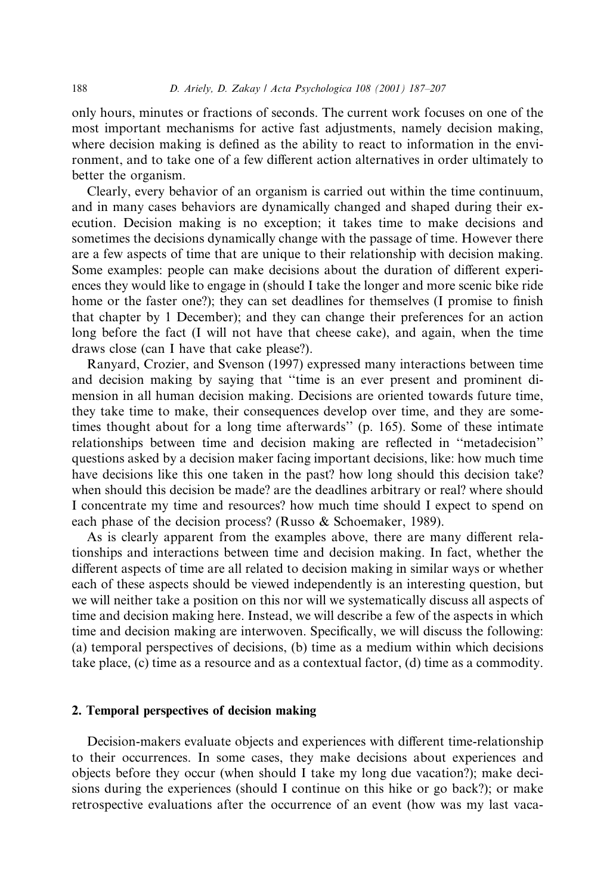only hours, minutes or fractions of seconds. The current work focuses on one of the most important mechanisms for active fast adjustments, namely decision making, where decision making is defined as the ability to react to information in the environment, and to take one of a few different action alternatives in order ultimately to better the organism.

Clearly, every behavior of an organism is carried out within the time continuum, and in many cases behaviors are dynamically changed and shaped during their execution. Decision making is no exception; it takes time to make decisions and sometimes the decisions dynamically change with the passage of time. However there are a few aspects of time that are unique to their relationship with decision making. Some examples: people can make decisions about the duration of different experiences they would like to engage in (should I take the longer and more scenic bike ride home or the faster one?); they can set deadlines for themselves (I promise to finish that chapter by 1 December); and they can change their preferences for an action long before the fact (I will not have that cheese cake), and again, when the time draws close (can I have that cake please?).

Ranyard, Crozier, and Svenson (1997) expressed many interactions between time and decision making by saying that ''time is an ever present and prominent dimension in all human decision making. Decisions are oriented towards future time, they take time to make, their consequences develop over time, and they are sometimes thought about for a long time afterwards'' (p. 165). Some of these intimate relationships between time and decision making are reflected in ''metadecision'' questions asked by a decision maker facing important decisions, like: how much time have decisions like this one taken in the past? how long should this decision take? when should this decision be made? are the deadlines arbitrary or real? where should I concentrate my time and resources? how much time should I expect to spend on each phase of the decision process? (Russo & Schoemaker, 1989).

As is clearly apparent from the examples above, there are many different relationships and interactions between time and decision making. In fact, whether the different aspects of time are all related to decision making in similar ways or whether each of these aspects should be viewed independently is an interesting question, but we will neither take a position on this nor will we systematically discuss all aspects of time and decision making here. Instead, we will describe a few of the aspects in which time and decision making are interwoven. Specifically, we will discuss the following: (a) temporal perspectives of decisions, (b) time as a medium within which decisions take place, (c) time as a resource and as a contextual factor, (d) time as a commodity.

## 2. Temporal perspectives of decision making

Decision-makers evaluate objects and experiences with different time-relationship to their occurrences. In some cases, they make decisions about experiences and objects before they occur (when should I take my long due vacation?); make decisions during the experiences (should I continue on this hike or go back?); or make retrospective evaluations after the occurrence of an event (how was my last vaca-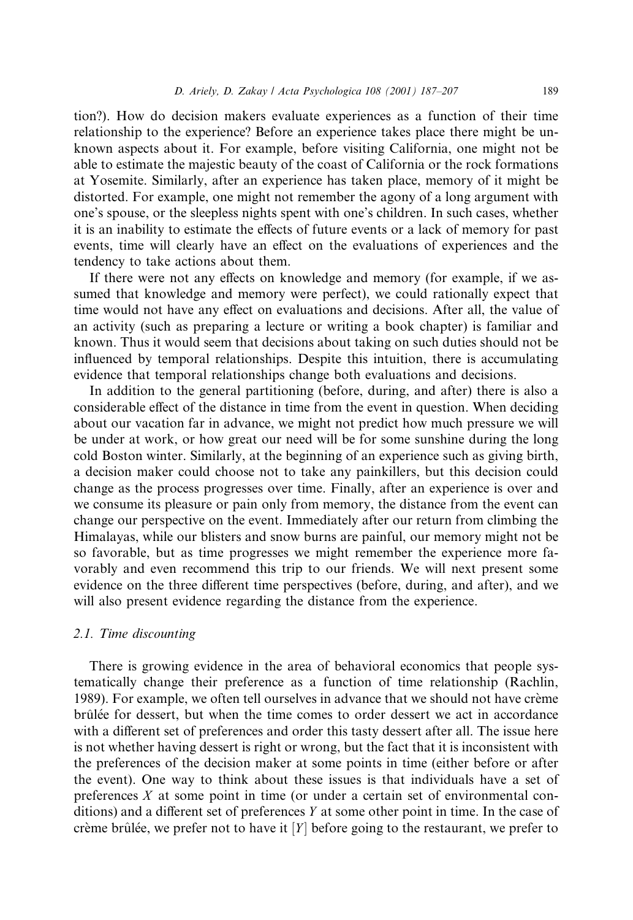tion?). How do decision makers evaluate experiences as a function of their time relationship to the experience? Before an experience takes place there might be unknown aspects about it. For example, before visiting California, one might not be able to estimate the majestic beauty of the coast of California or the rock formations at Yosemite. Similarly, after an experience has taken place, memory of it might be distorted. For example, one might not remember the agony of a long argument with one's spouse, or the sleepless nights spent with one's children. In such cases, whether it is an inability to estimate the effects of future events or a lack of memory for past events, time will clearly have an effect on the evaluations of experiences and the tendency to take actions about them.

If there were not any effects on knowledge and memory (for example, if we assumed that knowledge and memory were perfect), we could rationally expect that time would not have any effect on evaluations and decisions. After all, the value of an activity (such as preparing a lecture or writing a book chapter) is familiar and known. Thus it would seem that decisions about taking on such duties should not be influenced by temporal relationships. Despite this intuition, there is accumulating evidence that temporal relationships change both evaluations and decisions.

In addition to the general partitioning (before, during, and after) there is also a considerable effect of the distance in time from the event in question. When deciding about our vacation far in advance, we might not predict how much pressure we will be under at work, or how great our need will be for some sunshine during the long cold Boston winter. Similarly, at the beginning of an experience such as giving birth, a decision maker could choose not to take any painkillers, but this decision could change as the process progresses over time. Finally, after an experience is over and we consume its pleasure or pain only from memory, the distance from the event can change our perspective on the event. Immediately after our return from climbing the Himalayas, while our blisters and snow burns are painful, our memory might not be so favorable, but as time progresses we might remember the experience more favorably and even recommend this trip to our friends. We will next present some evidence on the three different time perspectives (before, during, and after), and we will also present evidence regarding the distance from the experience.

### 2.1. Time discounting

There is growing evidence in the area of behavioral economics that people systematically change their preference as a function of time relationship (Rachlin, 1989). For example, we often tell ourselves in advance that we should not have crème brûlée for dessert, but when the time comes to order dessert we act in accordance with a different set of preferences and order this tasty dessert after all. The issue here is not whether having dessert is right or wrong, but the fact that it is inconsistent with the preferences of the decision maker at some points in time (either before or after the event). One way to think about these issues is that individuals have a set of preferences $X$ at some point in time (or under a certain set of environmental conditions) and a different set of preferences $Y$ at some other point in time. In the case of crème brûlée, we prefer not to have it $[Y]$ before going to the restaurant, we prefer to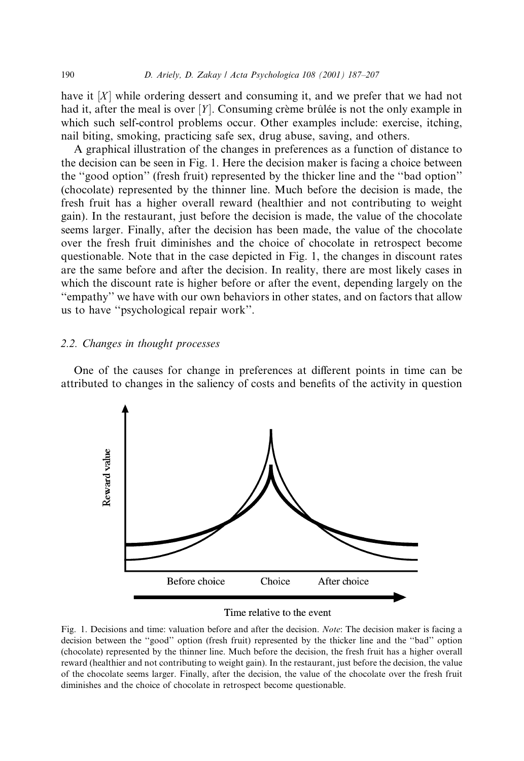have it [X] while ordering dessert and consuming it, and we prefer that we had not had it, after the meal is over [Y]. Consuming crème brûlée is not the only example in which such self-control problems occur. Other examples include: exercise, itching, nail biting, smoking, practicing safe sex, drug abuse, saving, and others.

A graphical illustration of the changes in preferences as a function of distance to the decision can be seen in Fig. 1. Here the decision maker is facing a choice between the "good option" (fresh fruit) represented by the thicker line and the "bad option" (chocolate) represented by the thinner line. Much before the decision is made, the fresh fruit has a higher overall reward (healthier and not contributing to weight gain). In the restaurant, just before the decision is made, the value of the chocolate seems larger. Finally, after the decision has been made, the value of the chocolate over the fresh fruit diminishes and the choice of chocolate in retrospect become questionable. Note that in the case depicted in Fig. 1, the changes in discount rates are the same before and after the decision. In reality, there are most likely cases in which the discount rate is higher before or after the event, depending largely on the "empathy" we have with our own behaviors in other states, and on factors that allow us to have "psychological repair work".

### 2.2. Changes in thought processes

One of the causes for change in preferences at different points in time can be attributed to changes in the saliency of costs and benefits of the activity in question

Fig. 1. Decisions and time: valuation before and after the decision. *Note*: The decision maker is facing a decision between the "good" option (fresh fruit) represented by the thicker line and the "bad" option (chocolate) represented by the thinner line. Much before the decision, the fresh fruit has a higher overall reward (healthier and not contributing to weight gain). In the restaurant, just before the decision, the value of the chocolate seems larger. Finally, after the decision, the value of the chocolate over the fresh fruit diminishes and the choice of chocolate in retrospect become questionable.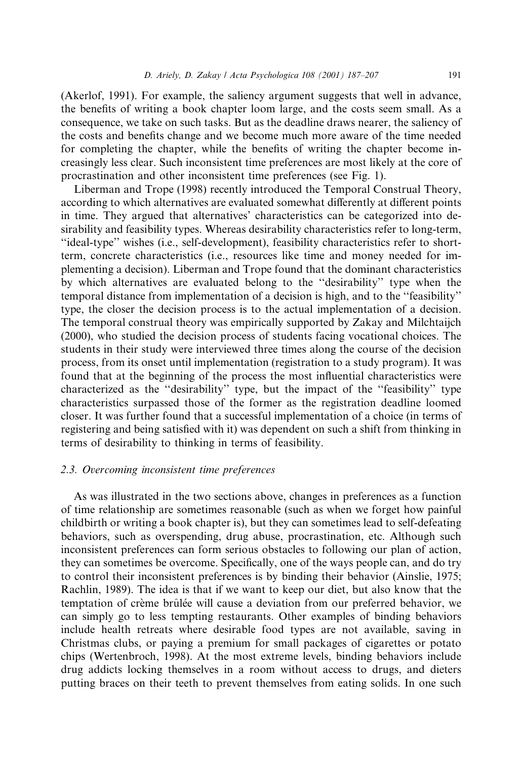(Akerlof, 1991). For example, the saliency argument suggests that well in advance, the benefits of writing a book chapter loom large, and the costs seem small. As a consequence, we take on such tasks. But as the deadline draws nearer, the saliency of the costs and benefits change and we become much more aware of the time needed for completing the chapter, while the benefits of writing the chapter become increasingly less clear. Such inconsistent time preferences are most likely at the core of procrastination and other inconsistent time preferences (see Fig. 1).

Liberman and Trope (1998) recently introduced the Temporal Construal Theory, according to which alternatives are evaluated somewhat differently at different points in time. They argued that alternatives' characteristics can be categorized into desirability and feasibility types. Whereas desirability characteristics refer to long-term, "ideal-type" wishes (i.e., self-development), feasibility characteristics refer to short-term, concrete characteristics (i.e., resources like time and money needed for implementing a decision). Liberman and Trope found that the dominant characteristics by which alternatives are evaluated belong to the "desirability" type when the temporal distance from implementation of a decision is high, and to the "feasibility" type, the closer the decision process is to the actual implementation of a decision. The temporal construal theory was empirically supported by Zakay and Milchtaijch (2000), who studied the decision process of students facing vocational choices. The students in their study were interviewed three times along the course of the decision process, from its onset until implementation (registration to a study program). It was found that at the beginning of the process the most influential characteristics were characterized as the "desirability" type, but the impact of the "feasibility" type characteristics surpassed those of the former as the registration deadline loomed closer. It was further found that a successful implementation of a choice (in terms of registering and being satisfied with it) was dependent on such a shift from thinking in terms of desirability to thinking in terms of feasibility.

### 2.3. Overcoming inconsistent time preferences

As was illustrated in the two sections above, changes in preferences as a function of time relationship are sometimes reasonable (such as when we forget how painful childbirth or writing a book chapter is), but they can sometimes lead to self-defeating behaviors, such as overspending, drug abuse, procrastination, etc. Although such inconsistent preferences can form serious obstacles to following our plan of action, they can sometimes be overcome. Specifically, one of the ways people can, and do try to control their inconsistent preferences is by binding their behavior (Ainslie, 1975; Rachlin, 1989). The idea is that if we want to keep our diet, but also know that the temptation of crème brûlée will cause a deviation from our preferred behavior, we can simply go to less tempting restaurants. Other examples of binding behaviors include health retreats where desirable food types are not available, saving in Christmas clubs, or paying a premium for small packages of cigarettes or potato chips (Wertenbroch, 1998). At the most extreme levels, binding behaviors include drug addicts locking themselves in a room without access to drugs, and dieters putting braces on their teeth to prevent themselves from eating solids. In one such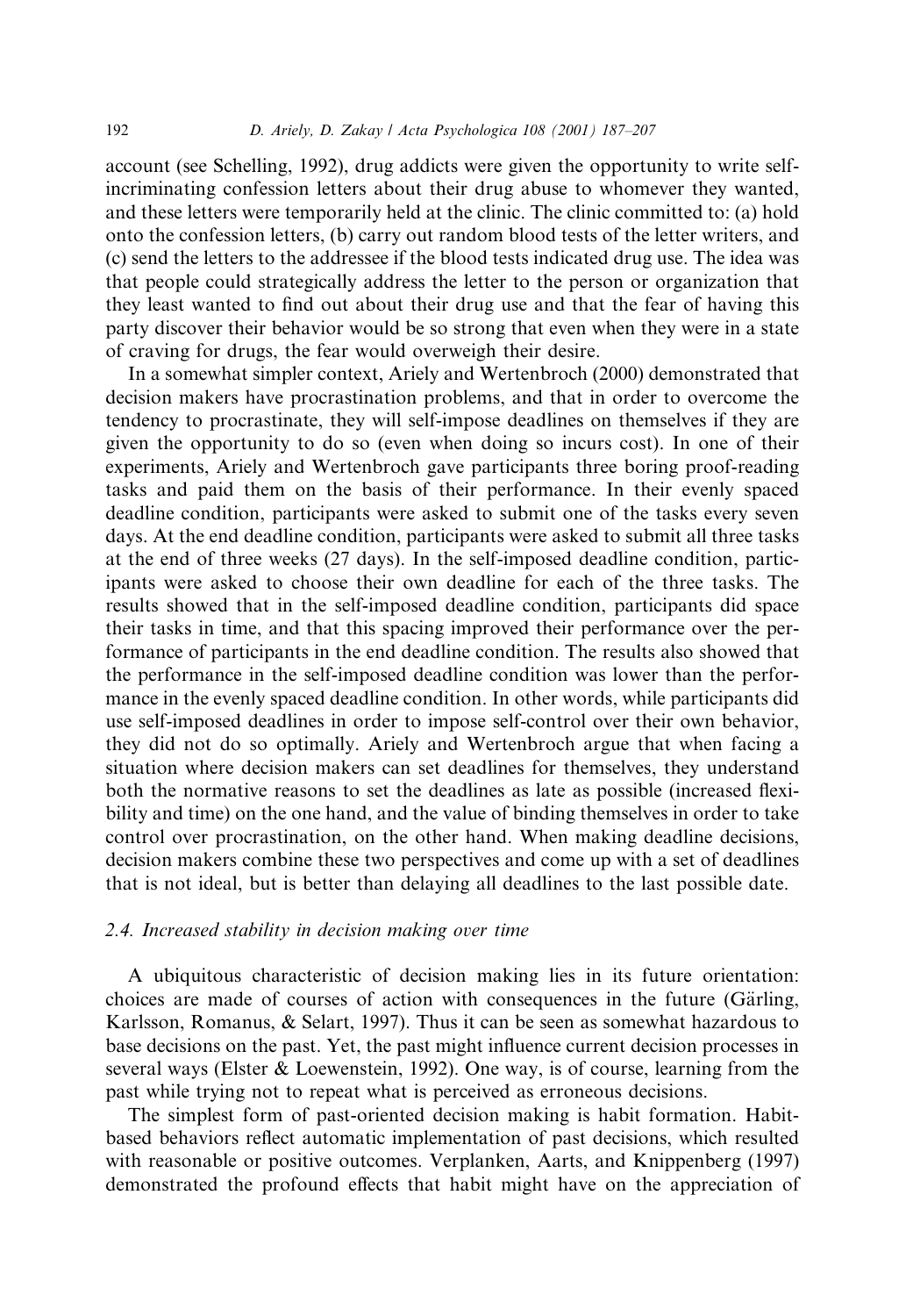account (see Schelling, 1992), drug addicts were given the opportunity to write self-incriminating confession letters about their drug abuse to whomever they wanted, and these letters were temporarily held at the clinic. The clinic committed to: (a) hold onto the confession letters, (b) carry out random blood tests of the letter writers, and (c) send the letters to the addressee if the blood tests indicated drug use. The idea was that people could strategically address the letter to the person or organization that they least wanted to find out about their drug use and that the fear of having this party discover their behavior would be so strong that even when they were in a state of craving for drugs, the fear would overweigh their desire.

In a somewhat simpler context, Ariely and Wertenbroch (2000) demonstrated that decision makers have procrastination problems, and that in order to overcome the tendency to procrastinate, they will self-impose deadlines on themselves if they are given the opportunity to do so (even when doing so incurs cost). In one of their experiments, Ariely and Wertenbroch gave participants three boring proof-reading tasks and paid them on the basis of their performance. In their evenly spaced deadline condition, participants were asked to submit one of the tasks every seven days. At the end deadline condition, participants were asked to submit all three tasks at the end of three weeks (27 days). In the self-imposed deadline condition, participants were asked to choose their own deadline for each of the three tasks. The results showed that in the self-imposed deadline condition, participants did space their tasks in time, and that this spacing improved their performance over the performance of participants in the end deadline condition. The results also showed that the performance in the self-imposed deadline condition was lower than the performance in the evenly spaced deadline condition. In other words, while participants did use self-imposed deadlines in order to impose self-control over their own behavior, they did not do so optimally. Ariely and Wertenbroch argue that when facing a situation where decision makers can set deadlines for themselves, they understand both the normative reasons to set the deadlines as late as possible (increased flexibility and time) on the one hand, and the value of binding themselves in order to take control over procrastination, on the other hand. When making deadline decisions, decision makers combine these two perspectives and come up with a set of deadlines that is not ideal, but is better than delaying all deadlines to the last possible date.

### *2.4. Increased stability in decision making over time*

A ubiquitous characteristic of decision making lies in its future orientation: choices are made of courses of action with consequences in the future (Gärling, Karlsson, Romanus, & Selart, 1997). Thus it can be seen as somewhat hazardous to base decisions on the past. Yet, the past might influence current decision processes in several ways (Elster & Loewenstein, 1992). One way, is of course, learning from the past while trying not to repeat what is perceived as erroneous decisions.

The simplest form of past-oriented decision making is habit formation. Habit-based behaviors reflect automatic implementation of past decisions, which resulted with reasonable or positive outcomes. Verplanken, Aarts, and Knippenberg (1997) demonstrated the profound effects that habit might have on the appreciation of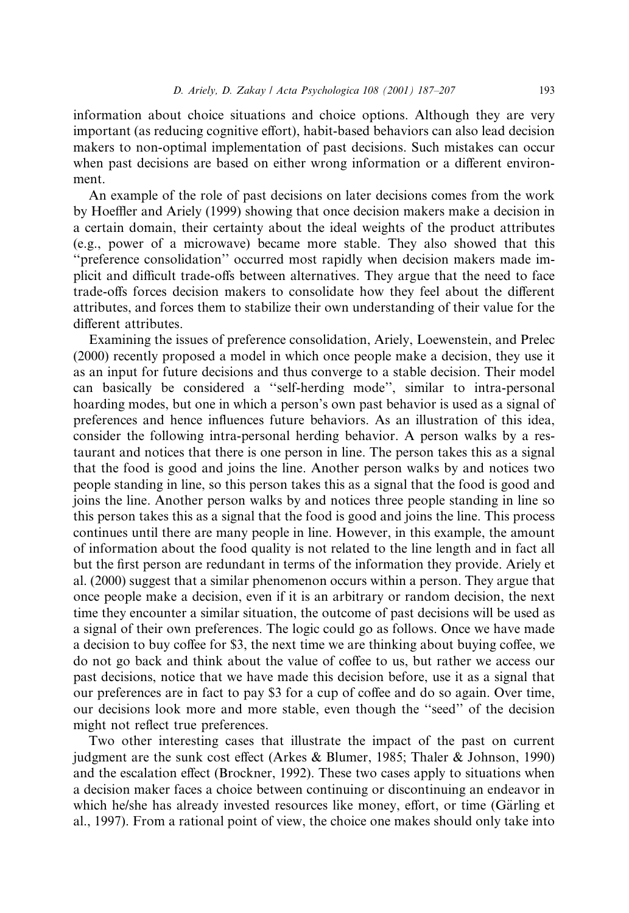information about choice situations and choice options. Although they are very important (as reducing cognitive effort), habit-based behaviors can also lead decision makers to non-optimal implementation of past decisions. Such mistakes can occur when past decisions are based on either wrong information or a different environment.

An example of the role of past decisions on later decisions comes from the work by Hoeffler and Ariely (1999) showing that once decision makers make a decision in a certain domain, their certainty about the ideal weights of the product attributes (e.g., power of a microwave) became more stable. They also showed that this ''preference consolidation'' occurred most rapidly when decision makers made implicit and difficult trade-offs between alternatives. They argue that the need to face trade-offs forces decision makers to consolidate how they feel about the different attributes, and forces them to stabilize their own understanding of their value for the different attributes.

Examining the issues of preference consolidation, Ariely, Loewenstein, and Prelec (2000) recently proposed a model in which once people make a decision, they use it as an input for future decisions and thus converge to a stable decision. Their model can basically be considered a ''self-herding mode'', similar to intra-personal hoarding modes, but one in which a person's own past behavior is used as a signal of preferences and hence influences future behaviors. As an illustration of this idea, consider the following intra-personal herding behavior. A person walks by a restaurant and notices that there is one person in line. The person takes this as a signal that the food is good and joins the line. Another person walks by and notices two people standing in line, so this person takes this as a signal that the food is good and joins the line. Another person walks by and notices three people standing in line so this person takes this as a signal that the food is good and joins the line. This process continues until there are many people in line. However, in this example, the amount of information about the food quality is not related to the line length and in fact all but the first person are redundant in terms of the information they provide. Ariely et al. (2000) suggest that a similar phenomenon occurs within a person. They argue that once people make a decision, even if it is an arbitrary or random decision, the next time they encounter a similar situation, the outcome of past decisions will be used as a signal of their own preferences. The logic could go as follows. Once we have made a decision to buy coffee for $3, the next time we are thinking about buying coffee, we do not go back and think about the value of coffee to us, but rather we access our past decisions, notice that we have made this decision before, use it as a signal that our preferences are in fact to pay $3 for a cup of coffee and do so again. Over time, our decisions look more and more stable, even though the ''seed'' of the decision might not reflect true preferences.

Two other interesting cases that illustrate the impact of the past on current judgment are the sunk cost effect (Arkes & Blumer, 1985; Thaler & Johnson, 1990) and the escalation effect (Brockner, 1992). These two cases apply to situations when a decision maker faces a choice between continuing or discontinuing an endeavor in which he/she has already invested resources like money, effort, or time (Gärling et al., 1997). From a rational point of view, the choice one makes should only take into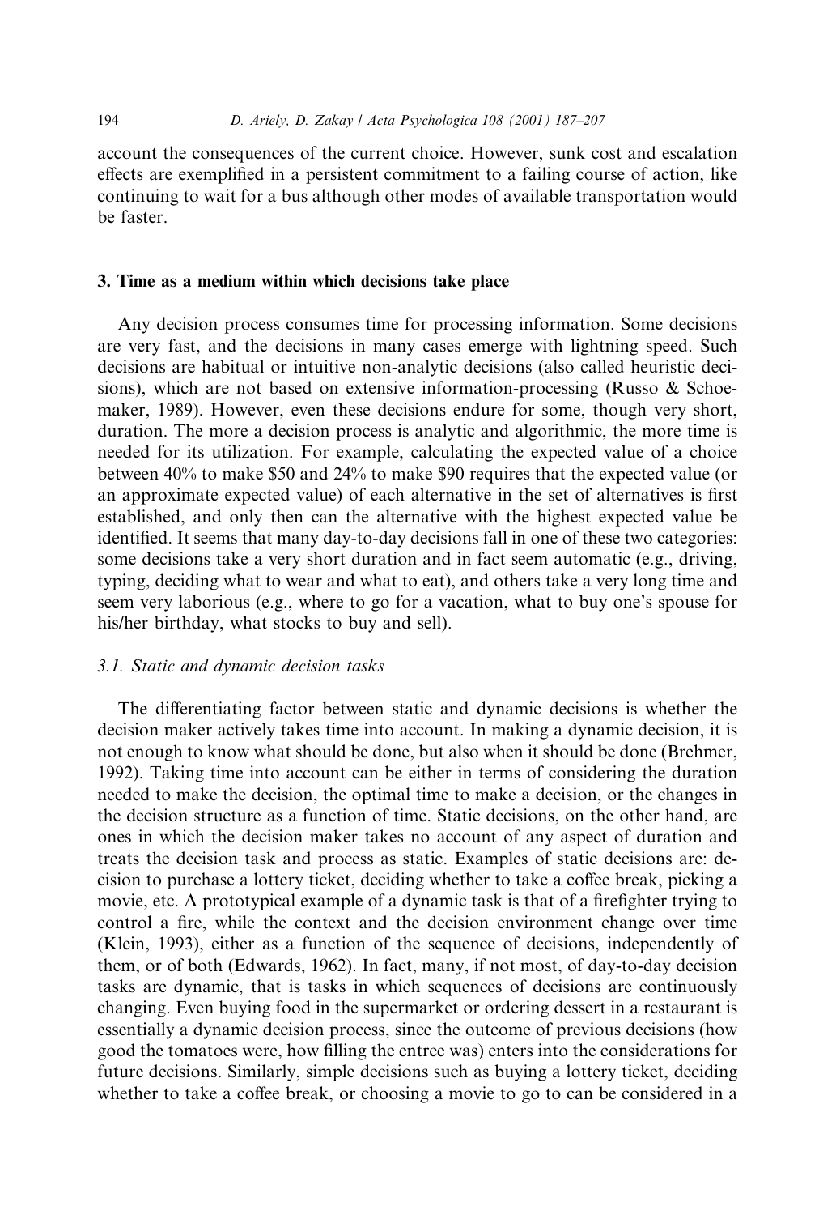account the consequences of the current choice. However, sunk cost and escalation effects are exemplified in a persistent commitment to a failing course of action, like continuing to wait for a bus although other modes of available transportation would be faster.

## 3. Time as a medium within which decisions take place

Any decision process consumes time for processing information. Some decisions are very fast, and the decisions in many cases emerge with lightning speed. Such decisions are habitual or intuitive non-analytic decisions (also called heuristic decisions), which are not based on extensive information-processing (Russo & Schoemaker, 1989). However, even these decisions endure for some, though very short, duration. The more a decision process is analytic and algorithmic, the more time is needed for its utilization. For example, calculating the expected value of a choice between 40% to make $50 and 24% to make $90 requires that the expected value (or an approximate expected value) of each alternative in the set of alternatives is first established, and only then can the alternative with the highest expected value be identified. It seems that many day-to-day decisions fall in one of these two categories: some decisions take a very short duration and in fact seem automatic (e.g., driving, typing, deciding what to wear and what to eat), and others take a very long time and seem very laborious (e.g., where to go for a vacation, what to buy one's spouse for his/her birthday, what stocks to buy and sell).

### 3.1. Static and dynamic decision tasks

The differentiating factor between static and dynamic decisions is whether the decision maker actively takes time into account. In making a dynamic decision, it is not enough to know what should be done, but also when it should be done (Brehmer, 1992). Taking time into account can be either in terms of considering the duration needed to make the decision, the optimal time to make a decision, or the changes in the decision structure as a function of time. Static decisions, on the other hand, are ones in which the decision maker takes no account of any aspect of duration and treats the decision task and process as static. Examples of static decisions are: decision to purchase a lottery ticket, deciding whether to take a coffee break, picking a movie, etc. A prototypical example of a dynamic task is that of a firefighter trying to control a fire, while the context and the decision environment change over time (Klein, 1993), either as a function of the sequence of decisions, independently of them, or of both (Edwards, 1962). In fact, many, if not most, of day-to-day decision tasks are dynamic, that is tasks in which sequences of decisions are continuously changing. Even buying food in the supermarket or ordering dessert in a restaurant is essentially a dynamic decision process, since the outcome of previous decisions (how good the tomatoes were, how filling the entree was) enters into the considerations for future decisions. Similarly, simple decisions such as buying a lottery ticket, deciding whether to take a coffee break, or choosing a movie to go to can be considered in a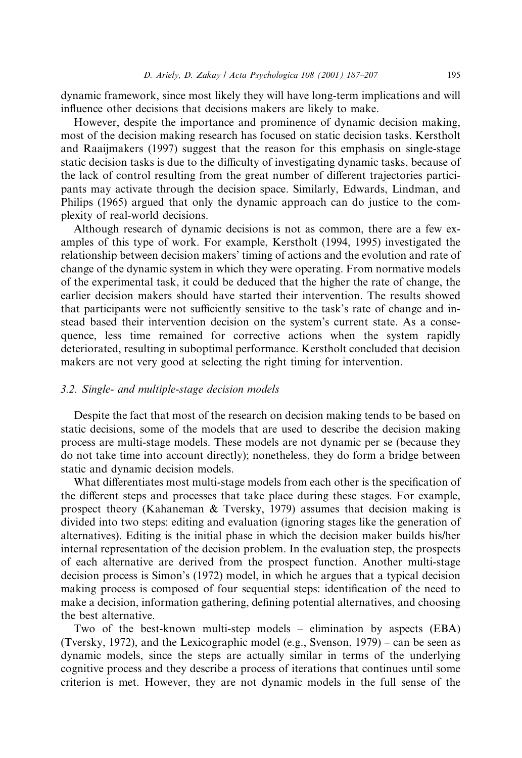dynamic framework, since most likely they will have long-term implications and will influence other decisions that decisions makers are likely to make.

However, despite the importance and prominence of dynamic decision making, most of the decision making research has focused on static decision tasks. Kerstholt and Raaijmakers (1997) suggest that the reason for this emphasis on single-stage static decision tasks is due to the difficulty of investigating dynamic tasks, because of the lack of control resulting from the great number of different trajectories participants may activate through the decision space. Similarly, Edwards, Lindman, and Philips (1965) argued that only the dynamic approach can do justice to the complexity of real-world decisions.

Although research of dynamic decisions is not as common, there are a few examples of this type of work. For example, Kerstholt (1994, 1995) investigated the relationship between decision makers' timing of actions and the evolution and rate of change of the dynamic system in which they were operating. From normative models of the experimental task, it could be deduced that the higher the rate of change, the earlier decision makers should have started their intervention. The results showed that participants were not sufficiently sensitive to the task's rate of change and instead based their intervention decision on the system's current state. As a consequence, less time remained for corrective actions when the system rapidly deteriorated, resulting in suboptimal performance. Kerstholt concluded that decision makers are not very good at selecting the right timing for intervention.

### *3.2. Single- and multiple-stage decision models*

Despite the fact that most of the research on decision making tends to be based on static decisions, some of the models that are used to describe the decision making process are multi-stage models. These models are not dynamic per se (because they do not take time into account directly); nonetheless, they do form a bridge between static and dynamic decision models.

What differentiates most multi-stage models from each other is the specification of the different steps and processes that take place during these stages. For example, prospect theory (Kahaneman & Tversky, 1979) assumes that decision making is divided into two steps: editing and evaluation (ignoring stages like the generation of alternatives). Editing is the initial phase in which the decision maker builds his/her internal representation of the decision problem. In the evaluation step, the prospects of each alternative are derived from the prospect function. Another multi-stage decision process is Simon's (1972) model, in which he argues that a typical decision making process is composed of four sequential steps: identification of the need to make a decision, information gathering, defining potential alternatives, and choosing the best alternative.

Two of the best-known multi-step models – elimination by aspects (EBA) (Tversky, 1972), and the Lexicographic model (e.g., Svenson, 1979) – can be seen as dynamic models, since the steps are actually similar in terms of the underlying cognitive process and they describe a process of iterations that continues until some criterion is met. However, they are not dynamic models in the full sense of the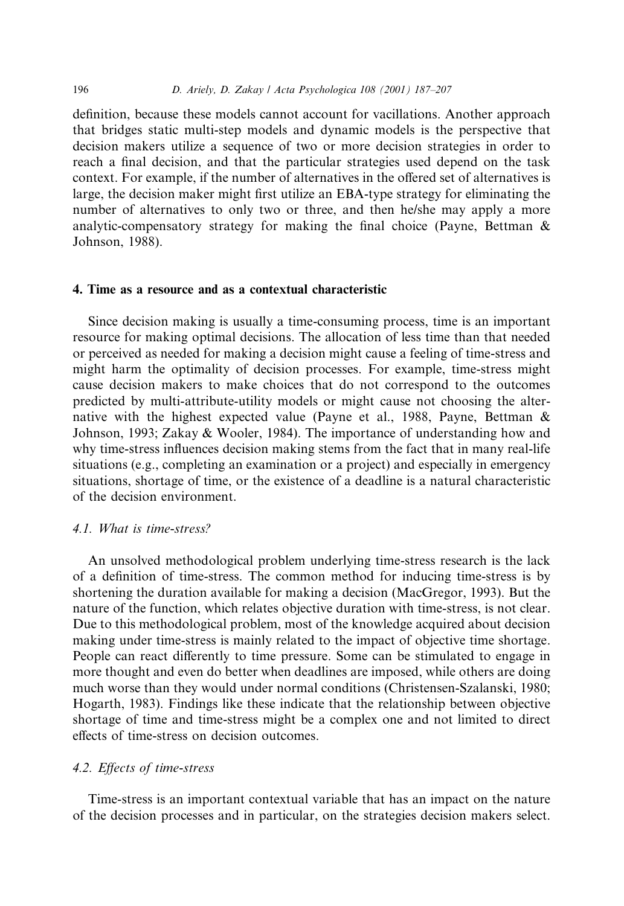definition, because these models cannot account for vacillations. Another approach that bridges static multi-step models and dynamic models is the perspective that decision makers utilize a sequence of two or more decision strategies in order to reach a final decision, and that the particular strategies used depend on the task context. For example, if the number of alternatives in the offered set of alternatives is large, the decision maker might first utilize an EBA-type strategy for eliminating the number of alternatives to only two or three, and then he/she may apply a more analytic-compensatory strategy for making the final choice (Payne, Bettman & Johnson, 1988).

## 4. Time as a resource and as a contextual characteristic

Since decision making is usually a time-consuming process, time is an important resource for making optimal decisions. The allocation of less time than that needed or perceived as needed for making a decision might cause a feeling of time-stress and might harm the optimality of decision processes. For example, time-stress might cause decision makers to make choices that do not correspond to the outcomes predicted by multi-attribute-utility models or might cause not choosing the alternative with the highest expected value (Payne et al., 1988, Payne, Bettman & Johnson, 1993; Zakay & Wooler, 1984). The importance of understanding how and why time-stress influences decision making stems from the fact that in many real-life situations (e.g., completing an examination or a project) and especially in emergency situations, shortage of time, or the existence of a deadline is a natural characteristic of the decision environment.

### *4.1. What is time-stress?*

An unsolved methodological problem underlying time-stress research is the lack of a definition of time-stress. The common method for inducing time-stress is by shortening the duration available for making a decision (MacGregor, 1993). But the nature of the function, which relates objective duration with time-stress, is not clear. Due to this methodological problem, most of the knowledge acquired about decision making under time-stress is mainly related to the impact of objective time shortage. People can react differently to time pressure. Some can be stimulated to engage in more thought and even do better when deadlines are imposed, while others are doing much worse than they would under normal conditions (Christensen-Szalanski, 1980; Hogarth, 1983). Findings like these indicate that the relationship between objective shortage of time and time-stress might be a complex one and not limited to direct effects of time-stress on decision outcomes.

### *4.2. Effects of time-stress*

Time-stress is an important contextual variable that has an impact on the nature of the decision processes and in particular, on the strategies decision makers select.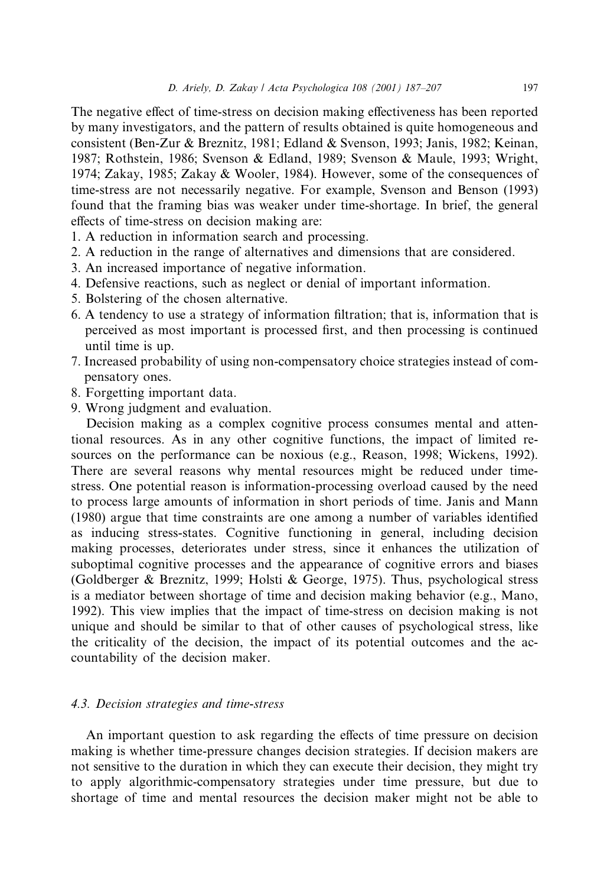The negative effect of time-stress on decision making effectiveness has been reported by many investigators, and the pattern of results obtained is quite homogeneous and consistent (Ben-Zur & Breznitz, 1981; Edland & Svenson, 1993; Janis, 1982; Keinan, 1987; Rothstein, 1986; Svenson & Edland, 1989; Svenson & Maule, 1993; Wright, 1974; Zakay, 1985; Zakay & Wooler, 1984). However, some of the consequences of time-stress are not necessarily negative. For example, Svenson and Benson (1993) found that the framing bias was weaker under time-shortage. In brief, the general effects of time-stress on decision making are:

1. A reduction in information search and processing.
2. A reduction in the range of alternatives and dimensions that are considered.
3. An increased importance of negative information.
4. Defensive reactions, such as neglect or denial of important information.
5. Bolstering of the chosen alternative.
6. A tendency to use a strategy of information filtration; that is, information that is perceived as most important is processed first, and then processing is continued until time is up.
7. Increased probability of using non-compensatory choice strategies instead of compensatory ones.
8. Forgetting important data.
9. Wrong judgment and evaluation.

Decision making as a complex cognitive process consumes mental and attentional resources. As in any other cognitive functions, the impact of limited resources on the performance can be noxious (e.g., Reason, 1998; Wickens, 1992). There are several reasons why mental resources might be reduced under time-stress. One potential reason is information-processing overload caused by the need to process large amounts of information in short periods of time. Janis and Mann (1980) argue that time constraints are one among a number of variables identified as inducing stress-states. Cognitive functioning in general, including decision making processes, deteriorates under stress, since it enhances the utilization of suboptimal cognitive processes and the appearance of cognitive errors and biases (Goldberger & Breznitz, 1999; Holsti & George, 1975). Thus, psychological stress is a mediator between shortage of time and decision making behavior (e.g., Mano, 1992). This view implies that the impact of time-stress on decision making is not unique and should be similar to that of other causes of psychological stress, like the criticality of the decision, the impact of its potential outcomes and the accountability of the decision maker.

### *4.3. Decision strategies and time-stress*

An important question to ask regarding the effects of time pressure on decision making is whether time-pressure changes decision strategies. If decision makers are not sensitive to the duration in which they can execute their decision, they might try to apply algorithmic-compensatory strategies under time pressure, but due to shortage of time and mental resources the decision maker might not be able to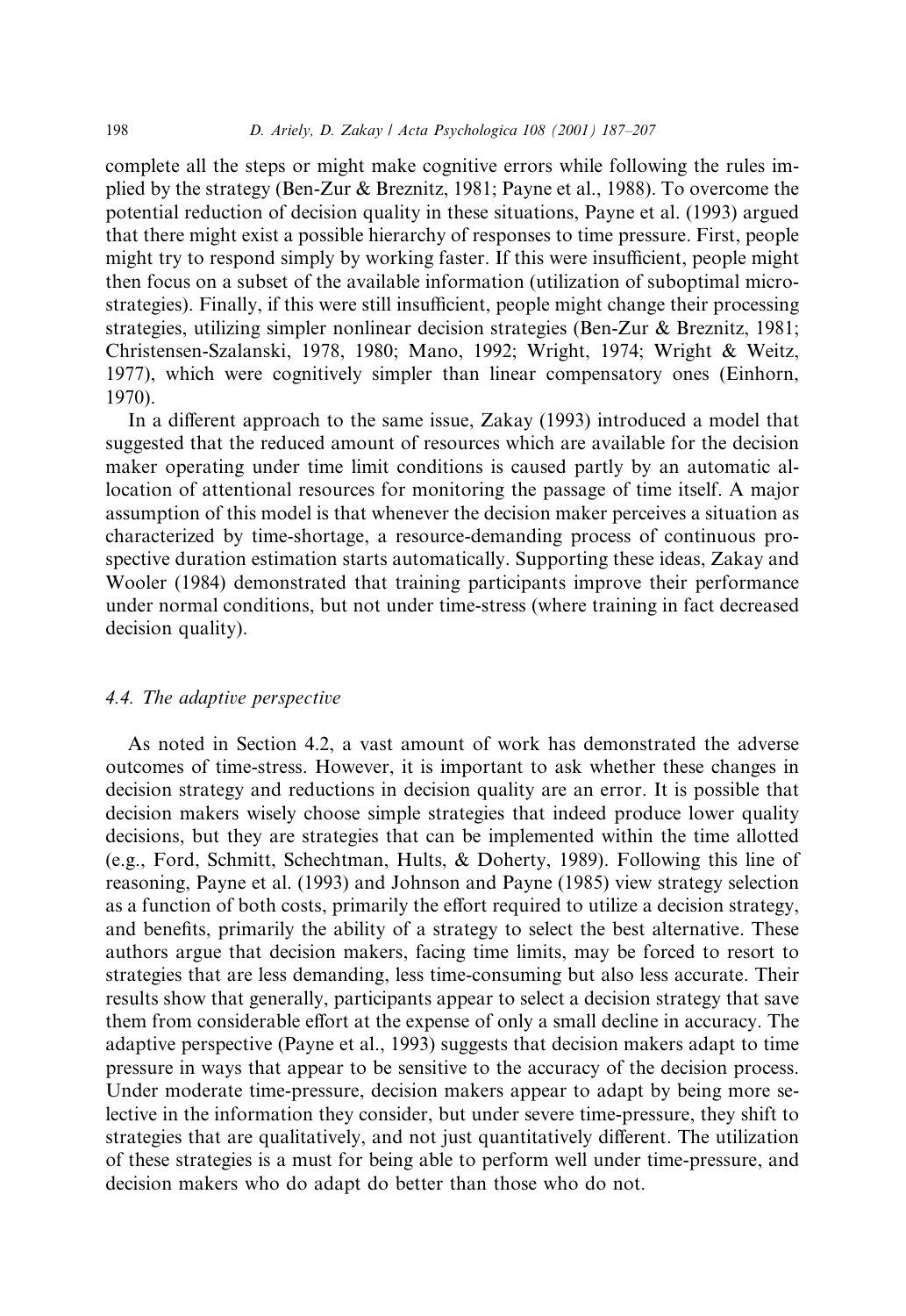complete all the steps or might make cognitive errors while following the rules implied by the strategy (Ben-Zur & Breznitz, 1981; Payne et al., 1988). To overcome the potential reduction of decision quality in these situations, Payne et al. (1993) argued that there might exist a possible hierarchy of responses to time pressure. First, people might try to respond simply by working faster. If this were insufficient, people might then focus on a subset of the available information (utilization of suboptimal microstrategies). Finally, if this were still insufficient, people might change their processing strategies, utilizing simpler nonlinear decision strategies (Ben-Zur & Breznitz, 1981; Christensen-Szalanski, 1978, 1980; Mano, 1992; Wright, 1974; Wright & Weitz, 1977), which were cognitively simpler than linear compensatory ones (Einhorn, 1970).

In a different approach to the same issue, Zakay (1993) introduced a model that suggested that the reduced amount of resources which are available for the decision maker operating under time limit conditions is caused partly by an automatic allocation of attentional resources for monitoring the passage of time itself. A major assumption of this model is that whenever the decision maker perceives a situation as characterized by time-shortage, a resource-demanding process of continuous prospective duration estimation starts automatically. Supporting these ideas, Zakay and Wooler (1984) demonstrated that training participants improve their performance under normal conditions, but not under time-stress (where training in fact decreased decision quality).

### 4.4. The adaptive perspective

As noted in Section 4.2, a vast amount of work has demonstrated the adverse outcomes of time-stress. However, it is important to ask whether these changes in decision strategy and reductions in decision quality are an error. It is possible that decision makers wisely choose simple strategies that indeed produce lower quality decisions, but they are strategies that can be implemented within the time allotted (e.g., Ford, Schmitt, Schechtman, Hults, & Doherty, 1989). Following this line of reasoning, Payne et al. (1993) and Johnson and Payne (1985) view strategy selection as a function of both costs, primarily the effort required to utilize a decision strategy, and benefits, primarily the ability of a strategy to select the best alternative. These authors argue that decision makers, facing time limits, may be forced to resort to strategies that are less demanding, less time-consuming but also less accurate. Their results show that generally, participants appear to select a decision strategy that save them from considerable effort at the expense of only a small decline in accuracy. The adaptive perspective (Payne et al., 1993) suggests that decision makers adapt to time pressure in ways that appear to be sensitive to the accuracy of the decision process. Under moderate time-pressure, decision makers appear to adapt by being more selective in the information they consider, but under severe time-pressure, they shift to strategies that are qualitatively, and not just quantitatively different. The utilization of these strategies is a must for being able to perform well under time-pressure, and decision makers who do adapt do better than those who do not.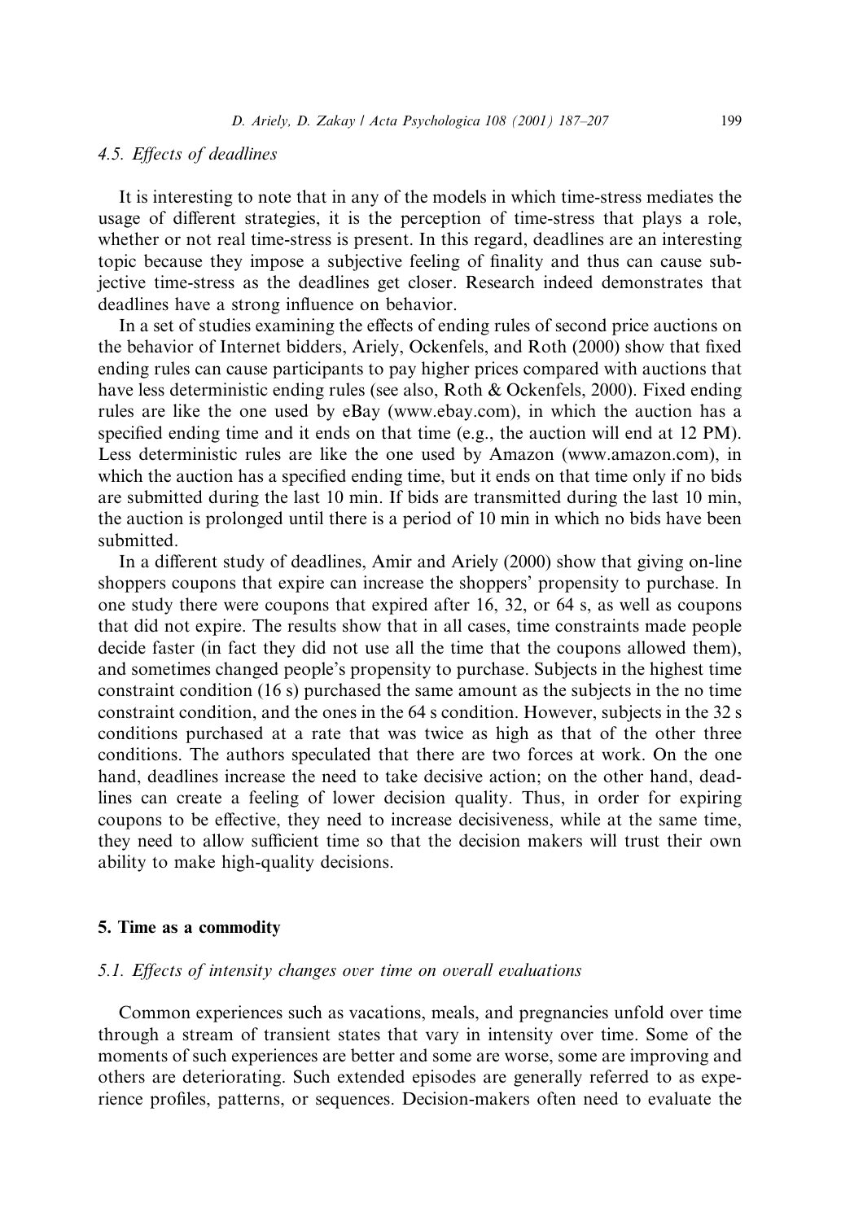### 4.5. *Effects of deadlines*

It is interesting to note that in any of the models in which time-stress mediates the usage of different strategies, it is the perception of time-stress that plays a role, whether or not real time-stress is present. In this regard, deadlines are an interesting topic because they impose a subjective feeling of finality and thus can cause subjective time-stress as the deadlines get closer. Research indeed demonstrates that deadlines have a strong influence on behavior.

In a set of studies examining the effects of ending rules of second price auctions on the behavior of Internet bidders, Ariely, Ockenfels, and Roth (2000) show that fixed ending rules can cause participants to pay higher prices compared with auctions that have less deterministic ending rules (see also, Roth & Ockenfels, 2000). Fixed ending rules are like the one used by eBay (www.ebay.com), in which the auction has a specified ending time and it ends on that time (e.g., the auction will end at 12 PM). Less deterministic rules are like the one used by Amazon (www.amazon.com), in which the auction has a specified ending time, but it ends on that time only if no bids are submitted during the last 10 min. If bids are transmitted during the last 10 min, the auction is prolonged until there is a period of 10 min in which no bids have been submitted.

In a different study of deadlines, Amir and Ariely (2000) show that giving on-line shoppers coupons that expire can increase the shoppers' propensity to purchase. In one study there were coupons that expired after 16, 32, or 64 s, as well as coupons that did not expire. The results show that in all cases, time constraints made people decide faster (in fact they did not use all the time that the coupons allowed them), and sometimes changed people's propensity to purchase. Subjects in the highest time constraint condition (16 s) purchased the same amount as the subjects in the no time constraint condition, and the ones in the 64 s condition. However, subjects in the 32 s conditions purchased at a rate that was twice as high as that of the other three conditions. The authors speculated that there are two forces at work. On the one hand, deadlines increase the need to take decisive action; on the other hand, deadlines can create a feeling of lower decision quality. Thus, in order for expiring coupons to be effective, they need to increase decisiveness, while at the same time, they need to allow sufficient time so that the decision makers will trust their own ability to make high-quality decisions.

## 5. Time as a commodity

### 5.1. *Effects of intensity changes over time on overall evaluations*

Common experiences such as vacations, meals, and pregnancies unfold over time through a stream of transient states that vary in intensity over time. Some of the moments of such experiences are better and some are worse, some are improving and others are deteriorating. Such extended episodes are generally referred to as experience profiles, patterns, or sequences. Decision-makers often need to evaluate the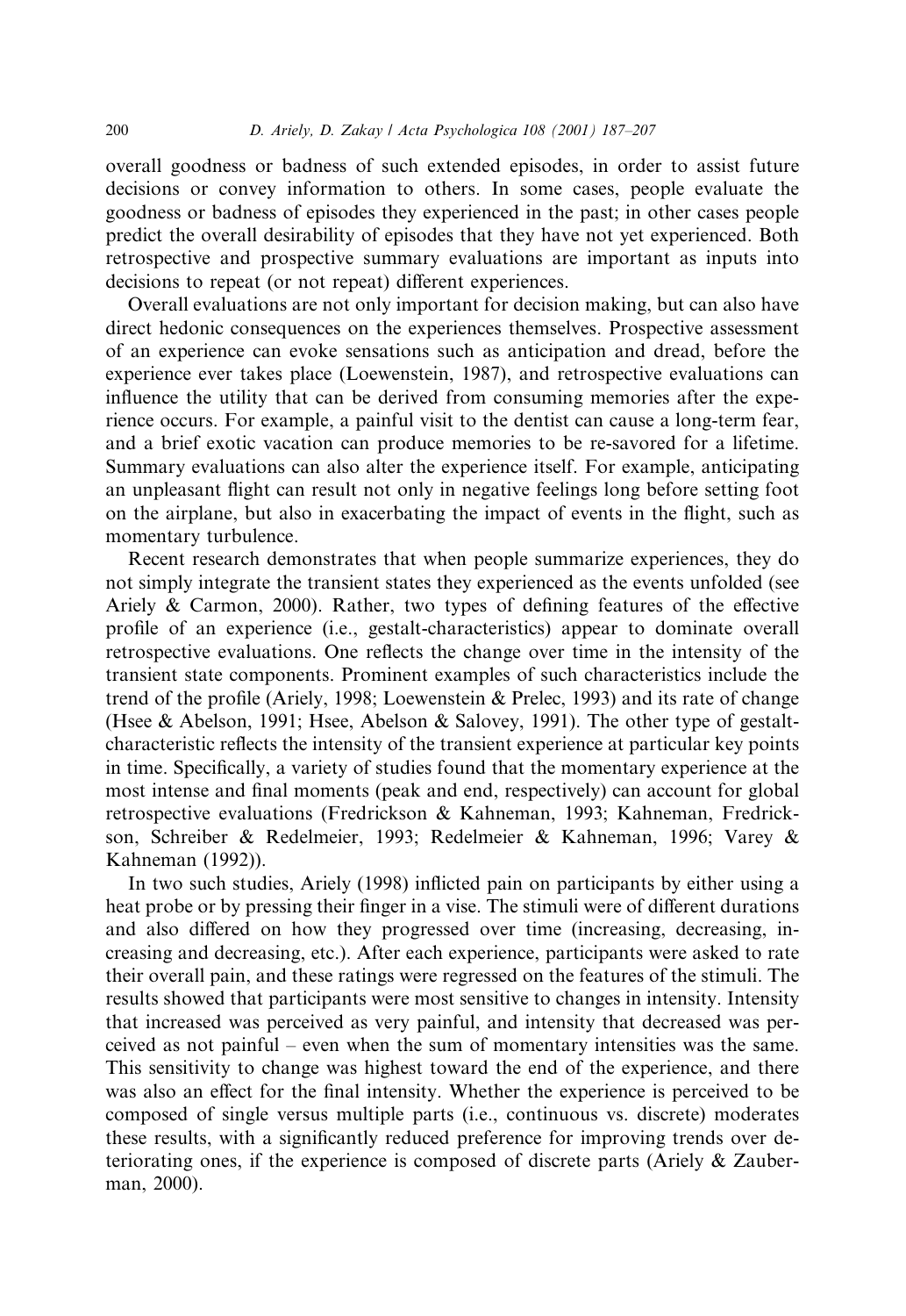overall goodness or badness of such extended episodes, in order to assist future decisions or convey information to others. In some cases, people evaluate the goodness or badness of episodes they experienced in the past; in other cases people predict the overall desirability of episodes that they have not yet experienced. Both retrospective and prospective summary evaluations are important as inputs into decisions to repeat (or not repeat) different experiences.

Overall evaluations are not only important for decision making, but can also have direct hedonic consequences on the experiences themselves. Prospective assessment of an experience can evoke sensations such as anticipation and dread, before the experience ever takes place (Loewenstein, 1987), and retrospective evaluations can influence the utility that can be derived from consuming memories after the experience occurs. For example, a painful visit to the dentist can cause a long-term fear, and a brief exotic vacation can produce memories to be re-savored for a lifetime. Summary evaluations can also alter the experience itself. For example, anticipating an unpleasant flight can result not only in negative feelings long before setting foot on the airplane, but also in exacerbating the impact of events in the flight, such as momentary turbulence.

Recent research demonstrates that when people summarize experiences, they do not simply integrate the transient states they experienced as the events unfolded (see Ariely & Carmon, 2000). Rather, two types of defining features of the effective profile of an experience (i.e., gestalt-characteristics) appear to dominate overall retrospective evaluations. One reflects the change over time in the intensity of the transient state components. Prominent examples of such characteristics include the trend of the profile (Ariely, 1998; Loewenstein & Prelec, 1993) and its rate of change (Hsee & Abelson, 1991; Hsee, Abelson & Salovey, 1991). The other type of gestalt-characteristic reflects the intensity of the transient experience at particular key points in time. Specifically, a variety of studies found that the momentary experience at the most intense and final moments (peak and end, respectively) can account for global retrospective evaluations (Fredrickson & Kahneman, 1993; Kahneman, Fredrickson, Schreiber & Redelmeier, 1993; Redelmeier & Kahneman, 1996; Varey & Kahneman (1992)).

In two such studies, Ariely (1998) inflicted pain on participants by either using a heat probe or by pressing their finger in a vise. The stimuli were of different durations and also differed on how they progressed over time (increasing, decreasing, increasing and decreasing, etc.). After each experience, participants were asked to rate their overall pain, and these ratings were regressed on the features of the stimuli. The results showed that participants were most sensitive to changes in intensity. Intensity that increased was perceived as very painful, and intensity that decreased was perceived as not painful – even when the sum of momentary intensities was the same. This sensitivity to change was highest toward the end of the experience, and there was also an effect for the final intensity. Whether the experience is perceived to be composed of single versus multiple parts (i.e., continuous vs. discrete) moderates these results, with a significantly reduced preference for improving trends over deteriorating ones, if the experience is composed of discrete parts (Ariely & Zauberman, 2000).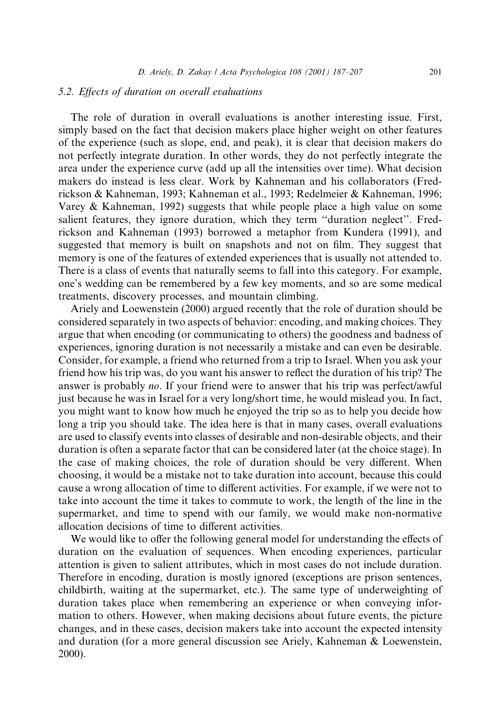### 5.2. Effects of duration on overall evaluations

The role of duration in overall evaluations is another interesting issue. First, simply based on the fact that decision makers place higher weight on other features of the experience (such as slope, end, and peak), it is clear that decision makers do not perfectly integrate duration. In other words, they do not perfectly integrate the area under the experience curve (add up all the intensities over time). What decision makers do instead is less clear. Work by Kahneman and his collaborators (Fredrickson & Kahneman, 1993; Kahneman et al., 1993; Redelmeier & Kahneman, 1996; Varey & Kahneman, 1992) suggests that while people place a high value on some salient features, they ignore duration, which they term "duration neglect". Fredrickson and Kahneman (1993) borrowed a metaphor from Kundera (1991), and suggested that memory is built on snapshots and not on film. They suggest that memory is one of the features of extended experiences that is usually not attended to. There is a class of events that naturally seems to fall into this category. For example, one's wedding can be remembered by a few key moments, and so are some medical treatments, discovery processes, and mountain climbing.

Ariely and Loewenstein (2000) argued recently that the role of duration should be considered separately in two aspects of behavior: encoding, and making choices. They argue that when encoding (or communicating to others) the goodness and badness of experiences, ignoring duration is not necessarily a mistake and can even be desirable. Consider, for example, a friend who returned from a trip to Israel. When you ask your friend how his trip was, do you want his answer to reflect the duration of his trip? The answer is probably *no*. If your friend were to answer that his trip was perfect/awful just because he was in Israel for a very long/short time, he would mislead you. In fact, you might want to know how much he enjoyed the trip so as to help you decide how long a trip you should take. The idea here is that in many cases, overall evaluations are used to classify events into classes of desirable and non-desirable objects, and their duration is often a separate factor that can be considered later (at the choice stage). In the case of making choices, the role of duration should be very different. When choosing, it would be a mistake not to take duration into account, because this could cause a wrong allocation of time to different activities. For example, if we were not to take into account the time it takes to commute to work, the length of the line in the supermarket, and time to spend with our family, we would make non-normative allocation decisions of time to different activities.

We would like to offer the following general model for understanding the effects of duration on the evaluation of sequences. When encoding experiences, particular attention is given to salient attributes, which in most cases do not include duration. Therefore in encoding, duration is mostly ignored (exceptions are prison sentences, childbirth, waiting at the supermarket, etc.). The same type of underweighting of duration takes place when remembering an experience or when conveying information to others. However, when making decisions about future events, the picture changes, and in these cases, decision makers take into account the expected intensity and duration (for a more general discussion see Ariely, Kahneman & Loewenstein, 2000).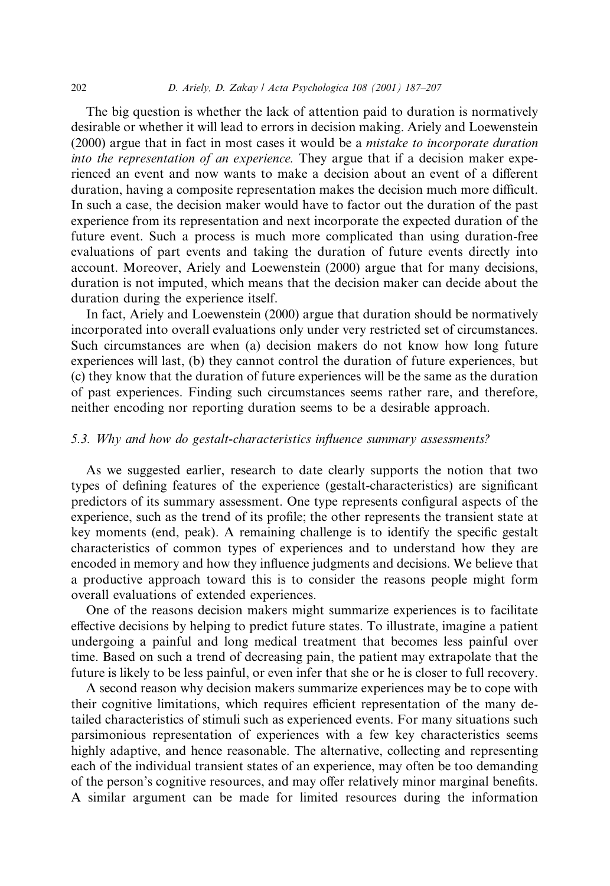The big question is whether the lack of attention paid to duration is normatively desirable or whether it will lead to errors in decision making. Ariely and Loewenstein (2000) argue that in fact in most cases it would be a *mistake to incorporate duration into the representation of an experience.* They argue that if a decision maker experienced an event and now wants to make a decision about an event of a different duration, having a composite representation makes the decision much more difficult. In such a case, the decision maker would have to factor out the duration of the past experience from its representation and next incorporate the expected duration of the future event. Such a process is much more complicated than using duration-free evaluations of part events and taking the duration of future events directly into account. Moreover, Ariely and Loewenstein (2000) argue that for many decisions, duration is not imputed, which means that the decision maker can decide about the duration during the experience itself.

In fact, Ariely and Loewenstein (2000) argue that duration should be normatively incorporated into overall evaluations only under very restricted set of circumstances. Such circumstances are when (a) decision makers do not know how long future experiences will last, (b) they cannot control the duration of future experiences, but (c) they know that the duration of future experiences will be the same as the duration of past experiences. Finding such circumstances seems rather rare, and therefore, neither encoding nor reporting duration seems to be a desirable approach.

### 5.3. Why and how do gestalt-characteristics influence summary assessments?

As we suggested earlier, research to date clearly supports the notion that two types of defining features of the experience (gestalt-characteristics) are significant predictors of its summary assessment. One type represents configural aspects of the experience, such as the trend of its profile; the other represents the transient state at key moments (end, peak). A remaining challenge is to identify the specific gestalt characteristics of common types of experiences and to understand how they are encoded in memory and how they influence judgments and decisions. We believe that a productive approach toward this is to consider the reasons people might form overall evaluations of extended experiences.

One of the reasons decision makers might summarize experiences is to facilitate effective decisions by helping to predict future states. To illustrate, imagine a patient undergoing a painful and long medical treatment that becomes less painful over time. Based on such a trend of decreasing pain, the patient may extrapolate that the future is likely to be less painful, or even infer that she or he is closer to full recovery.

A second reason why decision makers summarize experiences may be to cope with their cognitive limitations, which requires efficient representation of the many detailed characteristics of stimuli such as experienced events. For many situations such parsimonious representation of experiences with a few key characteristics seems highly adaptive, and hence reasonable. The alternative, collecting and representing each of the individual transient states of an experience, may often be too demanding of the person's cognitive resources, and may offer relatively minor marginal benefits. A similar argument can be made for limited resources during the information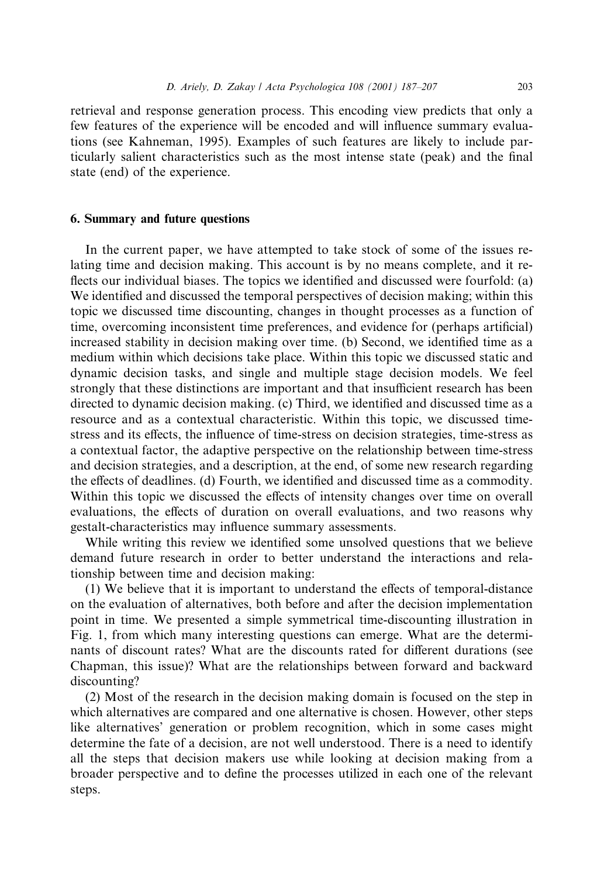retrieval and response generation process. This encoding view predicts that only a few features of the experience will be encoded and will influence summary evaluations (see Kahneman, 1995). Examples of such features are likely to include particularly salient characteristics such as the most intense state (peak) and the final state (end) of the experience.

## 6. Summary and future questions

In the current paper, we have attempted to take stock of some of the issues relating time and decision making. This account is by no means complete, and it reflects our individual biases. The topics we identified and discussed were fourfold: (a) We identified and discussed the temporal perspectives of decision making; within this topic we discussed time discounting, changes in thought processes as a function of time, overcoming inconsistent time preferences, and evidence for (perhaps artificial) increased stability in decision making over time. (b) Second, we identified time as a medium within which decisions take place. Within this topic we discussed static and dynamic decision tasks, and single and multiple stage decision models. We feel strongly that these distinctions are important and that insufficient research has been directed to dynamic decision making. (c) Third, we identified and discussed time as a resource and as a contextual characteristic. Within this topic, we discussed time-stress and its effects, the influence of time-stress on decision strategies, time-stress as a contextual factor, the adaptive perspective on the relationship between time-stress and decision strategies, and a description, at the end, of some new research regarding the effects of deadlines. (d) Fourth, we identified and discussed time as a commodity. Within this topic we discussed the effects of intensity changes over time on overall evaluations, the effects of duration on overall evaluations, and two reasons why gestalt-characteristics may influence summary assessments.

While writing this review we identified some unsolved questions that we believe demand future research in order to better understand the interactions and relationship between time and decision making:

(1) We believe that it is important to understand the effects of temporal-distance on the evaluation of alternatives, both before and after the decision implementation point in time. We presented a simple symmetrical time-discounting illustration in Fig. 1, from which many interesting questions can emerge. What are the determinants of discount rates? What are the discounts rated for different durations (see Chapman, this issue)? What are the relationships between forward and backward discounting?

(2) Most of the research in the decision making domain is focused on the step in which alternatives are compared and one alternative is chosen. However, other steps like alternatives' generation or problem recognition, which in some cases might determine the fate of a decision, are not well understood. There is a need to identify all the steps that decision makers use while looking at decision making from a broader perspective and to define the processes utilized in each one of the relevant steps.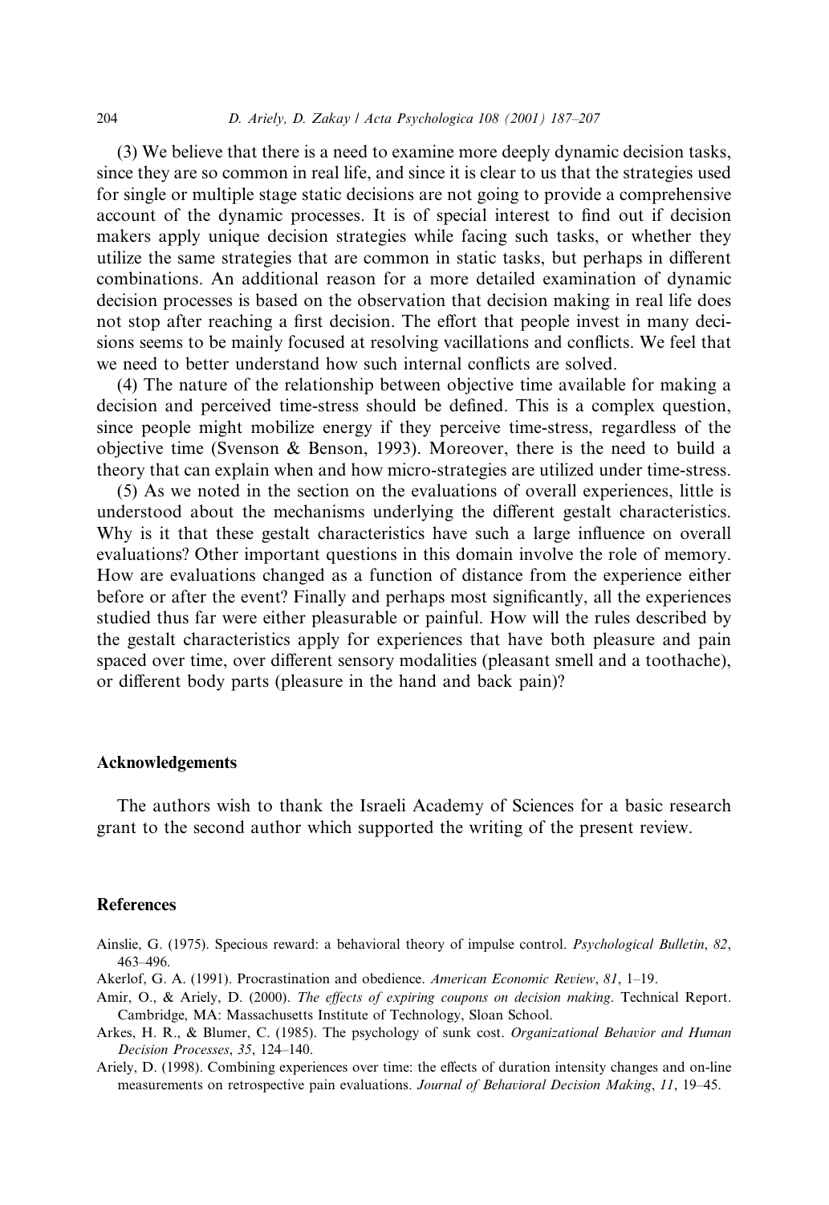(3) We believe that there is a need to examine more deeply dynamic decision tasks, since they are so common in real life, and since it is clear to us that the strategies used for single or multiple stage static decisions are not going to provide a comprehensive account of the dynamic processes. It is of special interest to find out if decision makers apply unique decision strategies while facing such tasks, or whether they utilize the same strategies that are common in static tasks, but perhaps in different combinations. An additional reason for a more detailed examination of dynamic decision processes is based on the observation that decision making in real life does not stop after reaching a first decision. The effort that people invest in many decisions seems to be mainly focused at resolving vacillations and conflicts. We feel that we need to better understand how such internal conflicts are solved.

(4) The nature of the relationship between objective time available for making a decision and perceived time-stress should be defined. This is a complex question, since people might mobilize energy if they perceive time-stress, regardless of the objective time (Svenson & Benson, 1993). Moreover, there is the need to build a theory that can explain when and how micro-strategies are utilized under time-stress.

(5) As we noted in the section on the evaluations of overall experiences, little is understood about the mechanisms underlying the different gestalt characteristics. Why is it that these gestalt characteristics have such a large influence on overall evaluations? Other important questions in this domain involve the role of memory. How are evaluations changed as a function of distance from the experience either before or after the event? Finally and perhaps most significantly, all the experiences studied thus far were either pleasurable or painful. How will the rules described by the gestalt characteristics apply for experiences that have both pleasure and pain spaced over time, over different sensory modalities (pleasant smell and a toothache), or different body parts (pleasure in the hand and back pain)?

## Acknowledgements

The authors wish to thank the Israeli Academy of Sciences for a basic research grant to the second author which supported the writing of the present review.

## References

Ainslie, G. (1975). Specious reward: a behavioral theory of impulse control. *Psychological Bulletin*, *82*, 463–496.

Akerlof, G. A. (1991). Procrastination and obedience. *American Economic Review*, *81*, 1–19.

Amir, O., & Ariely, D. (2000). *The effects of expiring coupons on decision making*. Technical Report. Cambridge, MA: Massachusetts Institute of Technology, Sloan School.

Arkes, H. R., & Blumer, C. (1985). The psychology of sunk cost. *Organizational Behavior and Human Decision Processes*, *35*, 124–140.

Ariely, D. (1998). Combining experiences over time: the effects of duration intensity changes and on-line measurements on retrospective pain evaluations. *Journal of Behavioral Decision Making*, *11*, 19–45.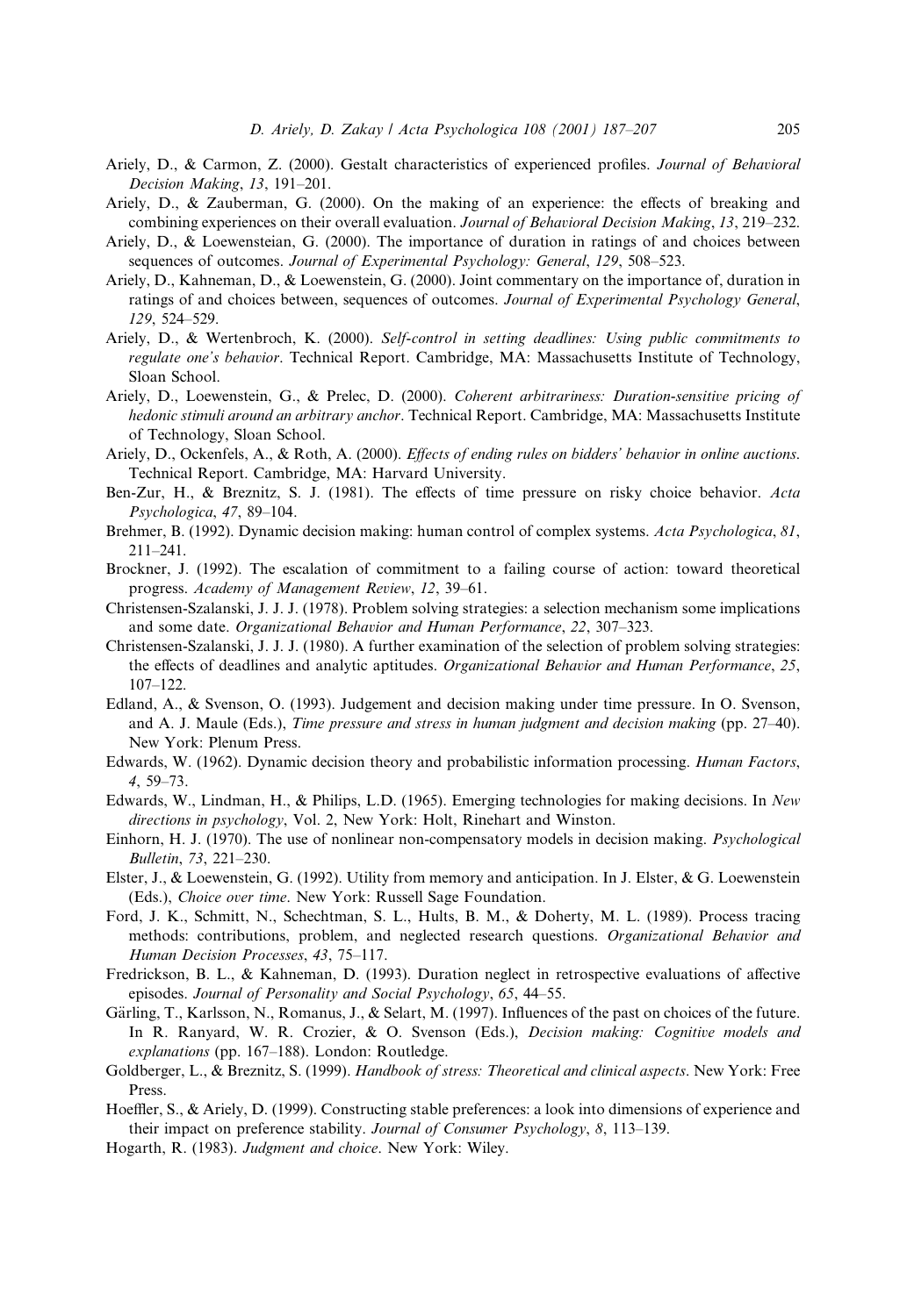Ariely, D., & Carmon, Z. (2000). Gestalt characteristics of experienced profiles. *Journal of Behavioral Decision Making*, *13*, 191–201.

Ariely, D., & Zauberman, G. (2000). On the making of an experience: the effects of breaking and combining experiences on their overall evaluation. *Journal of Behavioral Decision Making*, *13*, 219–232.

Ariely, D., & Loewensteian, G. (2000). The importance of duration in ratings of and choices between sequences of outcomes. *Journal of Experimental Psychology: General*, *129*, 508–523.

Ariely, D., Kahneman, D., & Loewenstein, G. (2000). Joint commentary on the importance of, duration in ratings of and choices between, sequences of outcomes. *Journal of Experimental Psychology General*, *129*, 524–529.

Ariely, D., & Wertenbroch, K. (2000). *Self-control in setting deadlines: Using public commitments to regulate one's behavior*. Technical Report. Cambridge, MA: Massachusetts Institute of Technology, Sloan School.

Ariely, D., Loewenstein, G., & Prelec, D. (2000). *Coherent arbitrariness: Duration-sensitive pricing of hedonic stimuli around an arbitrary anchor*. Technical Report. Cambridge, MA: Massachusetts Institute of Technology, Sloan School.

Ariely, D., Ockenfels, A., & Roth, A. (2000). *Effects of ending rules on bidders' behavior in online auctions*. Technical Report. Cambridge, MA: Harvard University.

Ben-Zur, H., & Breznitz, S. J. (1981). The effects of time pressure on risky choice behavior. *Acta Psychologica*, *47*, 89–104.

Brehmer, B. (1992). Dynamic decision making: human control of complex systems. *Acta Psychologica*, *81*, 211–241.

Brockner, J. (1992). The escalation of commitment to a failing course of action: toward theoretical progress. *Academy of Management Review*, *12*, 39–61.

Christensen-Szalanski, J. J. J. (1978). Problem solving strategies: a selection mechanism some implications and some date. *Organizational Behavior and Human Performance*, *22*, 307–323.

Christensen-Szalanski, J. J. J. (1980). A further examination of the selection of problem solving strategies: the effects of deadlines and analytic aptitudes. *Organizational Behavior and Human Performance*, *25*, 107–122.

Edland, A., & Svenson, O. (1993). Judgement and decision making under time pressure. In O. Svenson, and A. J. Maule (Eds.), *Time pressure and stress in human judgment and decision making* (pp. 27–40). New York: Plenum Press.

Edwards, W. (1962). Dynamic decision theory and probabilistic information processing. *Human Factors*, *4*, 59–73.

Edwards, W., Lindman, H., & Philips, L.D. (1965). Emerging technologies for making decisions. In *New directions in psychology*, Vol. 2, New York: Holt, Rinehart and Winston.

Einhorn, H. J. (1970). The use of nonlinear non-compensatory models in decision making. *Psychological Bulletin*, *73*, 221–230.

Elster, J., & Loewenstein, G. (1992). Utility from memory and anticipation. In J. Elster, & G. Loewenstein (Eds.), *Choice over time*. New York: Russell Sage Foundation.

Ford, J. K., Schmitt, N., Schechtman, S. L., Hults, B. M., & Doherty, M. L. (1989). Process tracing methods: contributions, problem, and neglected research questions. *Organizational Behavior and Human Decision Processes*, *43*, 75–117.

Fredrickson, B. L., & Kahneman, D. (1993). Duration neglect in retrospective evaluations of affective episodes. *Journal of Personality and Social Psychology*, *65*, 44–55.

Gärling, T., Karlsson, N., Romanus, J., & Selart, M. (1997). Influences of the past on choices of the future. In R. Ranyard, W. R. Crozier, & O. Svenson (Eds.), *Decision making: Cognitive models and explanations* (pp. 167–188). London: Routledge.

Goldberger, L., & Breznitz, S. (1999). *Handbook of stress: Theoretical and clinical aspects*. New York: Free Press.

Hoeffler, S., & Ariely, D. (1999). Constructing stable preferences: a look into dimensions of experience and their impact on preference stability. *Journal of Consumer Psychology*, *8*, 113–139.

Hogarth, R. (1983). *Judgment and choice*. New York: Wiley.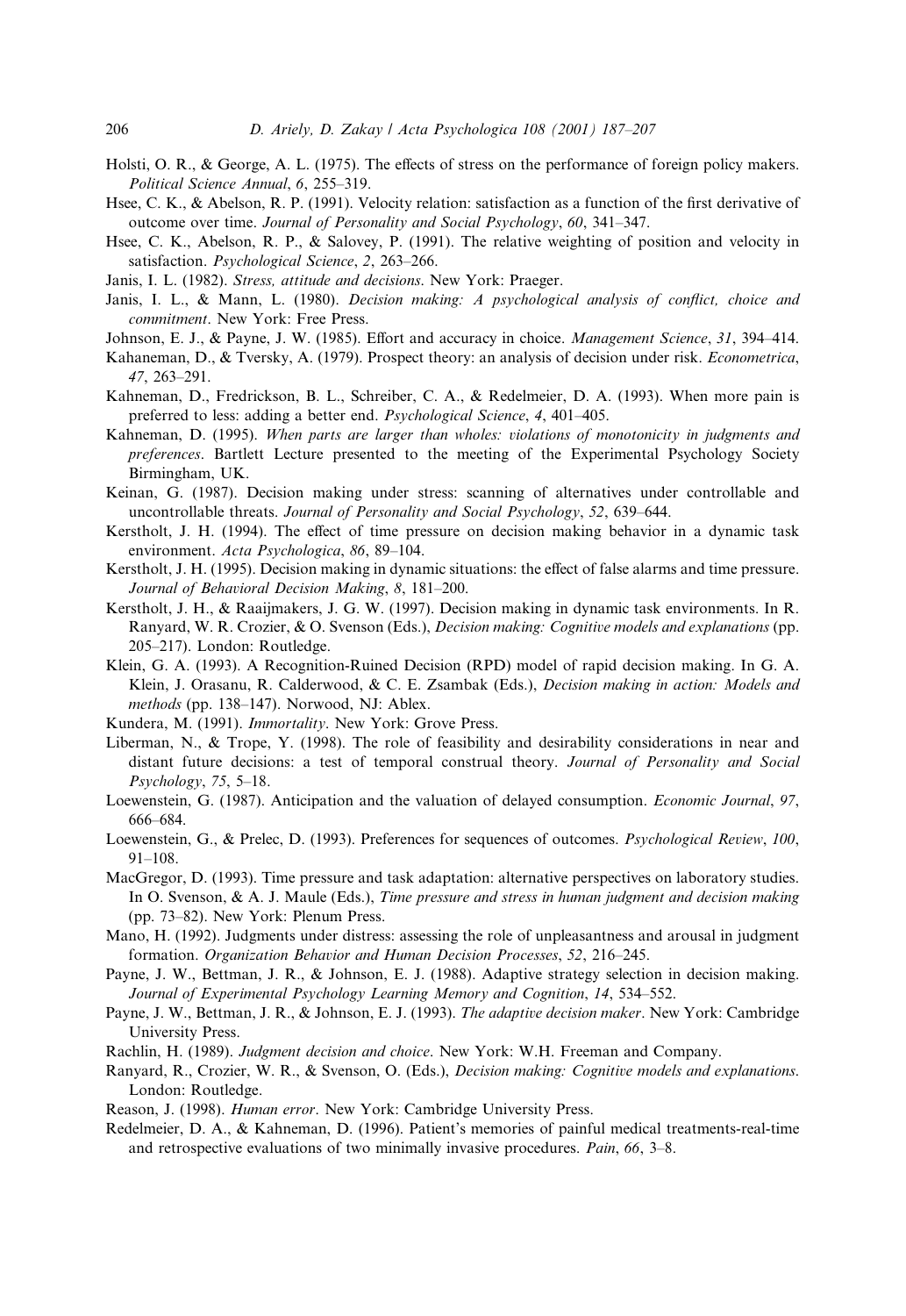Holsti, O. R., & George, A. L. (1975). The effects of stress on the performance of foreign policy makers. *Political Science Annual*, *6*, 255–319.

Hsee, C. K., & Abelson, R. P. (1991). Velocity relation: satisfaction as a function of the first derivative of outcome over time. *Journal of Personality and Social Psychology*, *60*, 341–347.

Hsee, C. K., Abelson, R. P., & Salovey, P. (1991). The relative weighting of position and velocity in satisfaction. *Psychological Science*, *2*, 263–266.

Janis, I. L. (1982). *Stress, attitude and decisions*. New York: Praeger.

Janis, I. L., & Mann, L. (1980). *Decision making: A psychological analysis of conflict, choice and commitment*. New York: Free Press.

Johnson, E. J., & Payne, J. W. (1985). Effort and accuracy in choice. *Management Science*, *31*, 394–414.

Kahaneman, D., & Tversky, A. (1979). Prospect theory: an analysis of decision under risk. *Econometrica*, *47*, 263–291.

Kahneman, D., Fredrickson, B. L., Schreiber, C. A., & Redelmeier, D. A. (1993). When more pain is preferred to less: adding a better end. *Psychological Science*, *4*, 401–405.

Kahneman, D. (1995). *When parts are larger than wholes: violations of monotonicity in judgments and preferences*. Bartlett Lecture presented to the meeting of the Experimental Psychology Society Birmingham, UK.

Keinan, G. (1987). Decision making under stress: scanning of alternatives under controllable and uncontrollable threats. *Journal of Personality and Social Psychology*, *52*, 639–644.

Kerstholt, J. H. (1994). The effect of time pressure on decision making behavior in a dynamic task environment. *Acta Psychologica*, *86*, 89–104.

Kerstholt, J. H. (1995). Decision making in dynamic situations: the effect of false alarms and time pressure. *Journal of Behavioral Decision Making*, *8*, 181–200.

Kerstholt, J. H., & Raaijmakers, J. G. W. (1997). Decision making in dynamic task environments. In R. Ranyard, W. R. Crozier, & O. Svenson (Eds.), *Decision making: Cognitive models and explanations* (pp. 205–217). London: Routledge.

Klein, G. A. (1993). A Recognition-Ruined Decision (RPD) model of rapid decision making. In G. A. Klein, J. Orasanu, R. Calderwood, & C. E. Zsambak (Eds.), *Decision making in action: Models and methods* (pp. 138–147). Norwood, NJ: Ablex.

Kundera, M. (1991). *Immortality*. New York: Grove Press.

Liberman, N., & Trope, Y. (1998). The role of feasibility and desirability considerations in near and distant future decisions: a test of temporal construal theory. *Journal of Personality and Social Psychology*, *75*, 5–18.

Loewenstein, G. (1987). Anticipation and the valuation of delayed consumption. *Economic Journal*, *97*, 666–684.

Loewenstein, G., & Prelec, D. (1993). Preferences for sequences of outcomes. *Psychological Review*, *100*, 91–108.

MacGregor, D. (1993). Time pressure and task adaptation: alternative perspectives on laboratory studies. In O. Svenson, & A. J. Maule (Eds.), *Time pressure and stress in human judgment and decision making* (pp. 73–82). New York: Plenum Press.

Mano, H. (1992). Judgments under distress: assessing the role of unpleasantness and arousal in judgment formation. *Organization Behavior and Human Decision Processes*, *52*, 216–245.

Payne, J. W., Bettman, J. R., & Johnson, E. J. (1988). Adaptive strategy selection in decision making. *Journal of Experimental Psychology Learning Memory and Cognition*, *14*, 534–552.

Payne, J. W., Bettman, J. R., & Johnson, E. J. (1993). *The adaptive decision maker*. New York: Cambridge University Press.

Rachlin, H. (1989). *Judgment decision and choice*. New York: W.H. Freeman and Company.

Ranyard, R., Crozier, W. R., & Svenson, O. (Eds.), *Decision making: Cognitive models and explanations*. London: Routledge.

Reason, J. (1998). *Human error*. New York: Cambridge University Press.

Redelmeier, D. A., & Kahneman, D. (1996). Patient's memories of painful medical treatments-real-time and retrospective evaluations of two minimally invasive procedures. *Pain*, *66*, 3–8.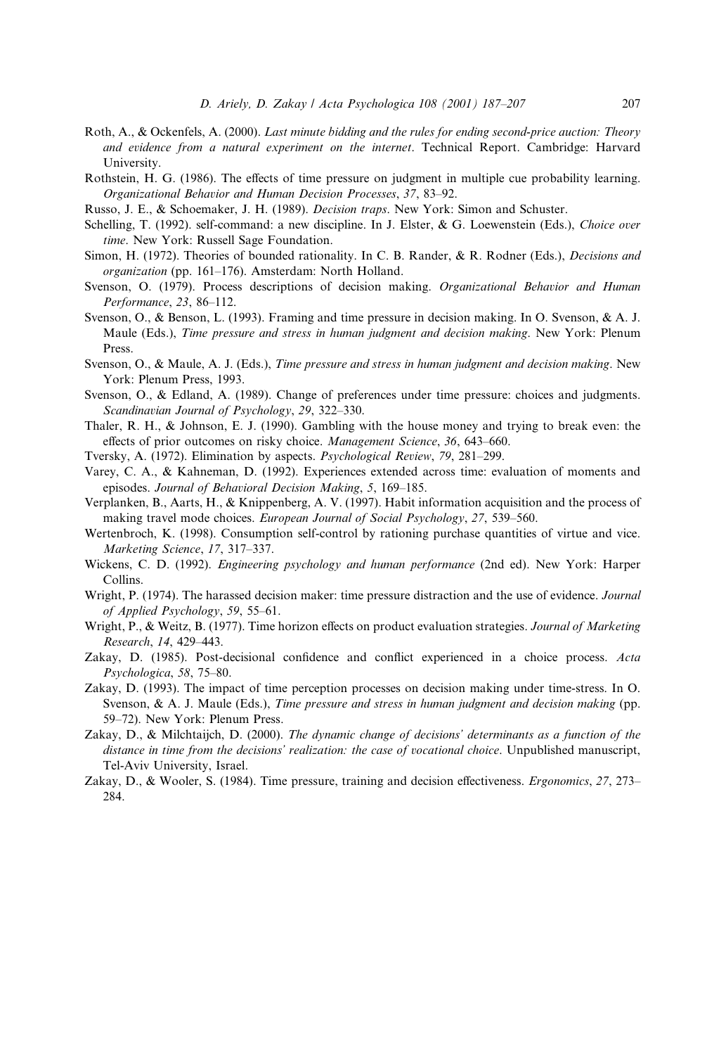Roth, A., & Ockenfels, A. (2000). *Last minute bidding and the rules for ending second-price auction: Theory and evidence from a natural experiment on the internet*. Technical Report. Cambridge: Harvard University.

Rothstein, H. G. (1986). The effects of time pressure on judgment in multiple cue probability learning. *Organizational Behavior and Human Decision Processes*, *37*, 83–92.

Russo, J. E., & Schoemaker, J. H. (1989). *Decision traps*. New York: Simon and Schuster.

Schelling, T. (1992). self-command: a new discipline. In J. Elster, & G. Loewenstein (Eds.), *Choice over time*. New York: Russell Sage Foundation.

Simon, H. (1972). Theories of bounded rationality. In C. B. Rander, & R. Rodner (Eds.), *Decisions and organization* (pp. 161–176). Amsterdam: North Holland.

Svenson, O. (1979). Process descriptions of decision making. *Organizational Behavior and Human Performance*, *23*, 86–112.

Svenson, O., & Benson, L. (1993). Framing and time pressure in decision making. In O. Svenson, & A. J. Maule (Eds.), *Time pressure and stress in human judgment and decision making*. New York: Plenum Press.

Svenson, O., & Maule, A. J. (Eds.), *Time pressure and stress in human judgment and decision making*. New York: Plenum Press, 1993.

Svenson, O., & Edland, A. (1989). Change of preferences under time pressure: choices and judgments. *Scandinavian Journal of Psychology*, *29*, 322–330.

Thaler, R. H., & Johnson, E. J. (1990). Gambling with the house money and trying to break even: the effects of prior outcomes on risky choice. *Management Science*, *36*, 643–660.

Tversky, A. (1972). Elimination by aspects. *Psychological Review*, *79*, 281–299.

Varey, C. A., & Kahneman, D. (1992). Experiences extended across time: evaluation of moments and episodes. *Journal of Behavioral Decision Making*, *5*, 169–185.

Verplanken, B., Aarts, H., & Knippenberg, A. V. (1997). Habit information acquisition and the process of making travel mode choices. *European Journal of Social Psychology*, *27*, 539–560.

Wertenbroch, K. (1998). Consumption self-control by rationing purchase quantities of virtue and vice. *Marketing Science*, *17*, 317–337.

Wickens, C. D. (1992). *Engineering psychology and human performance* (2nd ed). New York: Harper Collins.

Wright, P. (1974). The harassed decision maker: time pressure distraction and the use of evidence. *Journal of Applied Psychology*, *59*, 55–61.

Wright, P., & Weitz, B. (1977). Time horizon effects on product evaluation strategies. *Journal of Marketing Research*, *14*, 429–443.

Zakay, D. (1985). Post-decisional confidence and conflict experienced in a choice process. *Acta Psychologica*, *58*, 75–80.

Zakay, D. (1993). The impact of time perception processes on decision making under time-stress. In O. Svenson, & A. J. Maule (Eds.), *Time pressure and stress in human judgment and decision making* (pp. 59–72). New York: Plenum Press.

Zakay, D., & Milchtaijch, D. (2000). *The dynamic change of decisions' determinants as a function of the distance in time from the decisions' realization: the case of vocational choice*. Unpublished manuscript, Tel-Aviv University, Israel.

Zakay, D., & Wooler, S. (1984). Time pressure, training and decision effectiveness. *Ergonomics*, *27*, 273–284.